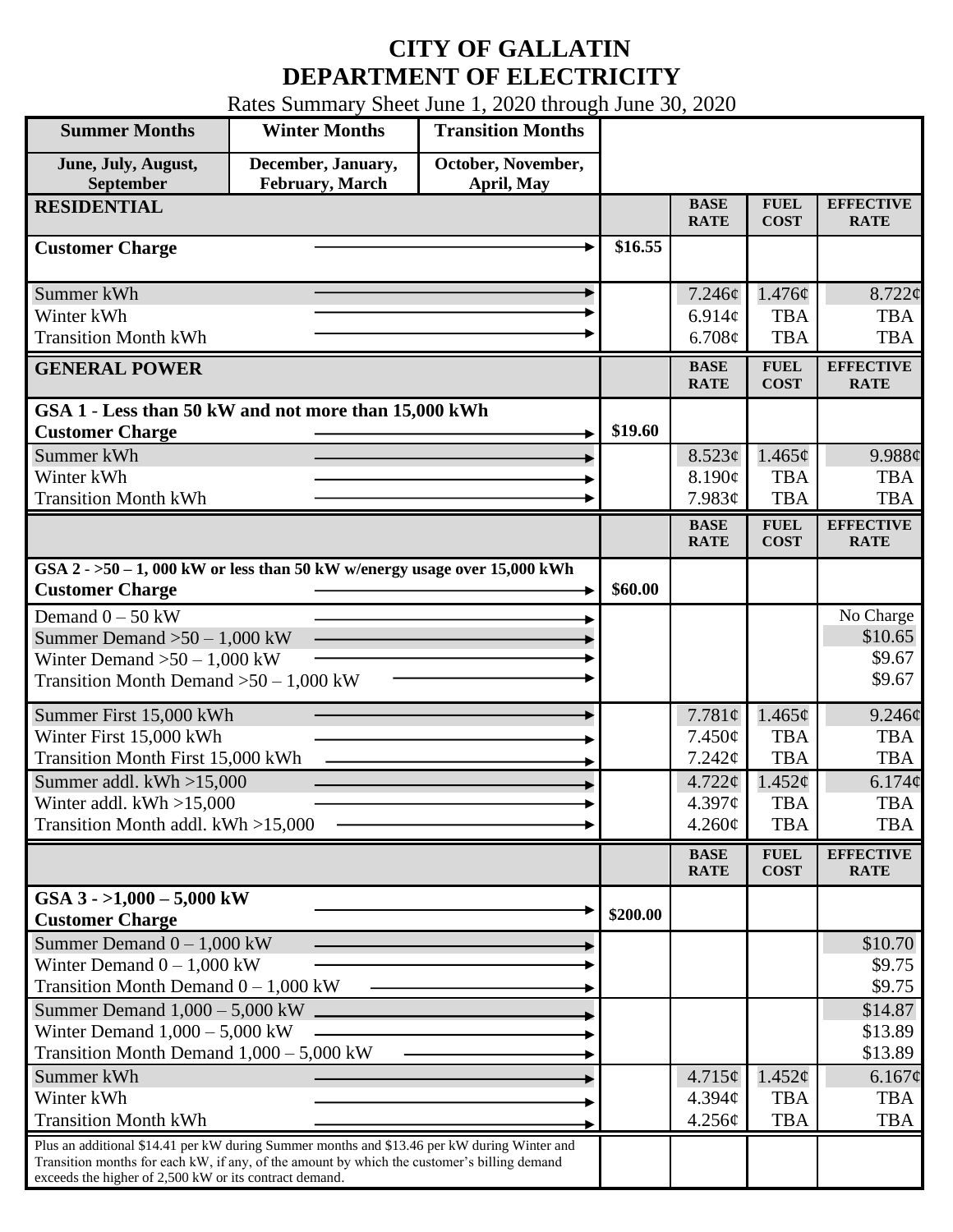# CITY OF GALLATIN
# DEPARTMENT OF ELECTRICITY

Rates Summary Sheet June 1, 2020 through June 30, 2020

| Summer Months | Winter Months | Transition Months |
|---|---|---|
| June, July, August, September | December, January, February, March | October, November, April, May |

| RESIDENTIAL | | BASE RATE | FUEL COST | EFFECTIVE RATE |
|---|---|---|---|---|
| Customer Charge | $16.55 | | | |
| Summer kWh | | 7.246¢ | 1.476¢ | 8.722¢ |
| Winter kWh | | 6.914¢ | TBA | TBA |
| Transition Month kWh | | 6.708¢ | TBA | TBA |

| GENERAL POWER | | BASE RATE | FUEL COST | EFFECTIVE RATE |
|---|---|---|---|---|
| **GSA 1 - Less than 50 kW and not more than 15,000 kWh** | | | | |
| Customer Charge | $19.60 | | | |
| Summer kWh | | 8.523¢ | 1.465¢ | 9.988¢ |
| Winter kWh | | 8.190¢ | TBA | TBA |
| Transition Month kWh | | 7.983¢ | TBA | TBA |

| | | BASE RATE | FUEL COST | EFFECTIVE RATE |
|---|---|---|---|---|
| **GSA 2 - >50 – 1, 000 kW or less than 50 kW w/energy usage over 15,000 kWh** | | | | |
| Customer Charge | $60.00 | | | |
| Demand 0 – 50 kW | | | | No Charge |
| Summer Demand >50 – 1,000 kW | | | | $10.65 |
| Winter Demand >50 – 1,000 kW | | | | $9.67 |
| Transition Month Demand >50 – 1,000 kW | | | | $9.67 |
| Summer First 15,000 kWh | | 7.781¢ | 1.465¢ | 9.246¢ |
| Winter First 15,000 kWh | | 7.450¢ | TBA | TBA |
| Transition Month First 15,000 kWh | | 7.242¢ | TBA | TBA |
| Summer addl. kWh >15,000 | | 4.722¢ | 1.452¢ | 6.174¢ |
| Winter addl. kWh >15,000 | | 4.397¢ | TBA | TBA |
| Transition Month addl. kWh >15,000 | | 4.260¢ | TBA | TBA |

| | | BASE RATE | FUEL COST | EFFECTIVE RATE |
|---|---|---|---|---|
| **GSA 3 - >1,000 – 5,000 kW** | | | | |
| Customer Charge | $200.00 | | | |
| Summer Demand 0 – 1,000 kW | | | | $10.70 |
| Winter Demand 0 – 1,000 kW | | | | $9.75 |
| Transition Month Demand 0 – 1,000 kW | | | | $9.75 |
| Summer Demand 1,000 – 5,000 kW | | | | $14.87 |
| Winter Demand 1,000 – 5,000 kW | | | | $13.89 |
| Transition Month Demand 1,000 – 5,000 kW | | | | $13.89 |
| Summer kWh | | 4.715¢ | 1.452¢ | 6.167¢ |
| Winter kWh | | 4.394¢ | TBA | TBA |
| Transition Month kWh | | 4.256¢ | TBA | TBA |
| Plus an additional $14.41 per kW during Summer months and $13.46 per kW during Winter and Transition months for each kW, if any, of the amount by which the customer's billing demand exceeds the higher of 2,500 kW or its contract demand. | | | | |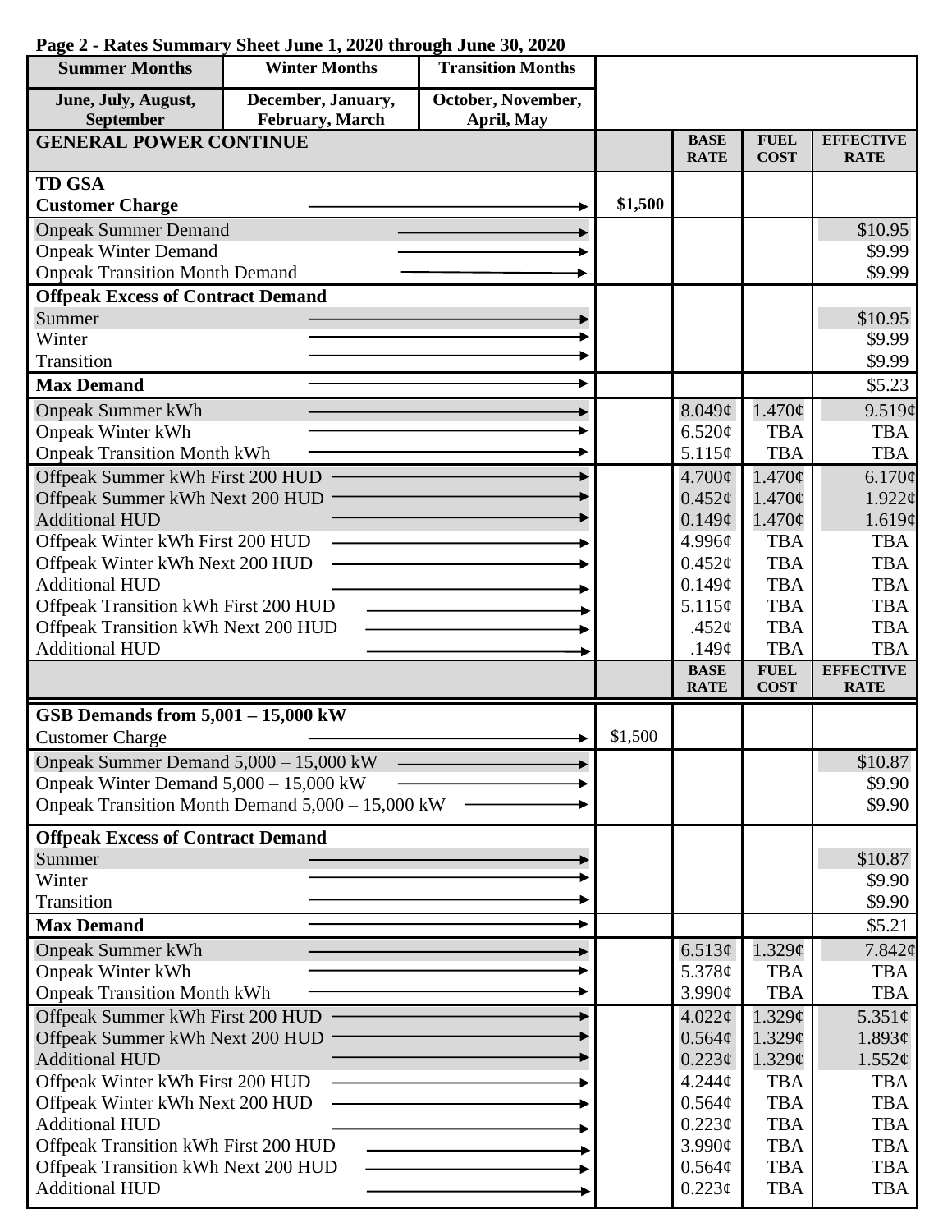**Page 2 - Rates Summary Sheet June 1, 2020 through June 30, 2020**

| Summer Months | Winter Months | Transition Months |
|---|---|---|
| June, July, August, September | December, January, February, March | October, November, April, May |

| GENERAL POWER CONTINUE | | BASE RATE | FUEL COST | EFFECTIVE RATE |
|---|---|---|---|---|
| **TD GSA** | | | | |
| **Customer Charge** | $1,500 | | | |
| Onpeak Summer Demand | | | | $10.95 |
| Onpeak Winter Demand | | | | $9.99 |
| Onpeak Transition Month Demand | | | | $9.99 |
| **Offpeak Excess of Contract Demand** | | | | |
| Summer | | | | $10.95 |
| Winter | | | | $9.99 |
| Transition | | | | $9.99 |
| **Max Demand** | | | | $5.23 |
| Onpeak Summer kWh | | 8.049¢ | 1.470¢ | 9.519¢ |
| Onpeak Winter kWh | | 6.520¢ | TBA | TBA |
| Onpeak Transition Month kWh | | 5.115¢ | TBA | TBA |
| Offpeak Summer kWh First 200 HUD | | 4.700¢ | 1.470¢ | 6.170¢ |
| Offpeak Summer kWh Next 200 HUD | | 0.452¢ | 1.470¢ | 1.922¢ |
| Additional HUD | | 0.149¢ | 1.470¢ | 1.619¢ |
| Offpeak Winter kWh First 200 HUD | | 4.996¢ | TBA | TBA |
| Offpeak Winter kWh Next 200 HUD | | 0.452¢ | TBA | TBA |
| Additional HUD | | 0.149¢ | TBA | TBA |
| Offpeak Transition kWh First 200 HUD | | 5.115¢ | TBA | TBA |
| Offpeak Transition kWh Next 200 HUD | | .452¢ | TBA | TBA |
| Additional HUD | | .149¢ | TBA | TBA |

| | | BASE RATE | FUEL COST | EFFECTIVE RATE |
|---|---|---|---|---|
| **GSB Demands from 5,001 – 15,000 kW** | | | | |
| Customer Charge | $1,500 | | | |
| Onpeak Summer Demand 5,000 – 15,000 kW | | | | $10.87 |
| Onpeak Winter Demand 5,000 – 15,000 kW | | | | $9.90 |
| Onpeak Transition Month Demand 5,000 – 15,000 kW | | | | $9.90 |
| **Offpeak Excess of Contract Demand** | | | | |
| Summer | | | | $10.87 |
| Winter | | | | $9.90 |
| Transition | | | | $9.90 |
| **Max Demand** | | | | $5.21 |
| Onpeak Summer kWh | | 6.513¢ | 1.329¢ | 7.842¢ |
| Onpeak Winter kWh | | 5.378¢ | TBA | TBA |
| Onpeak Transition Month kWh | | 3.990¢ | TBA | TBA |
| Offpeak Summer kWh First 200 HUD | | 4.022¢ | 1.329¢ | 5.351¢ |
| Offpeak Summer kWh Next 200 HUD | | 0.564¢ | 1.329¢ | 1.893¢ |
| Additional HUD | | 0.223¢ | 1.329¢ | 1.552¢ |
| Offpeak Winter kWh First 200 HUD | | 4.244¢ | TBA | TBA |
| Offpeak Winter kWh Next 200 HUD | | 0.564¢ | TBA | TBA |
| Additional HUD | | 0.223¢ | TBA | TBA |
| Offpeak Transition kWh First 200 HUD | | 3.990¢ | TBA | TBA |
| Offpeak Transition kWh Next 200 HUD | | 0.564¢ | TBA | TBA |
| Additional HUD | | 0.223¢ | TBA | TBA |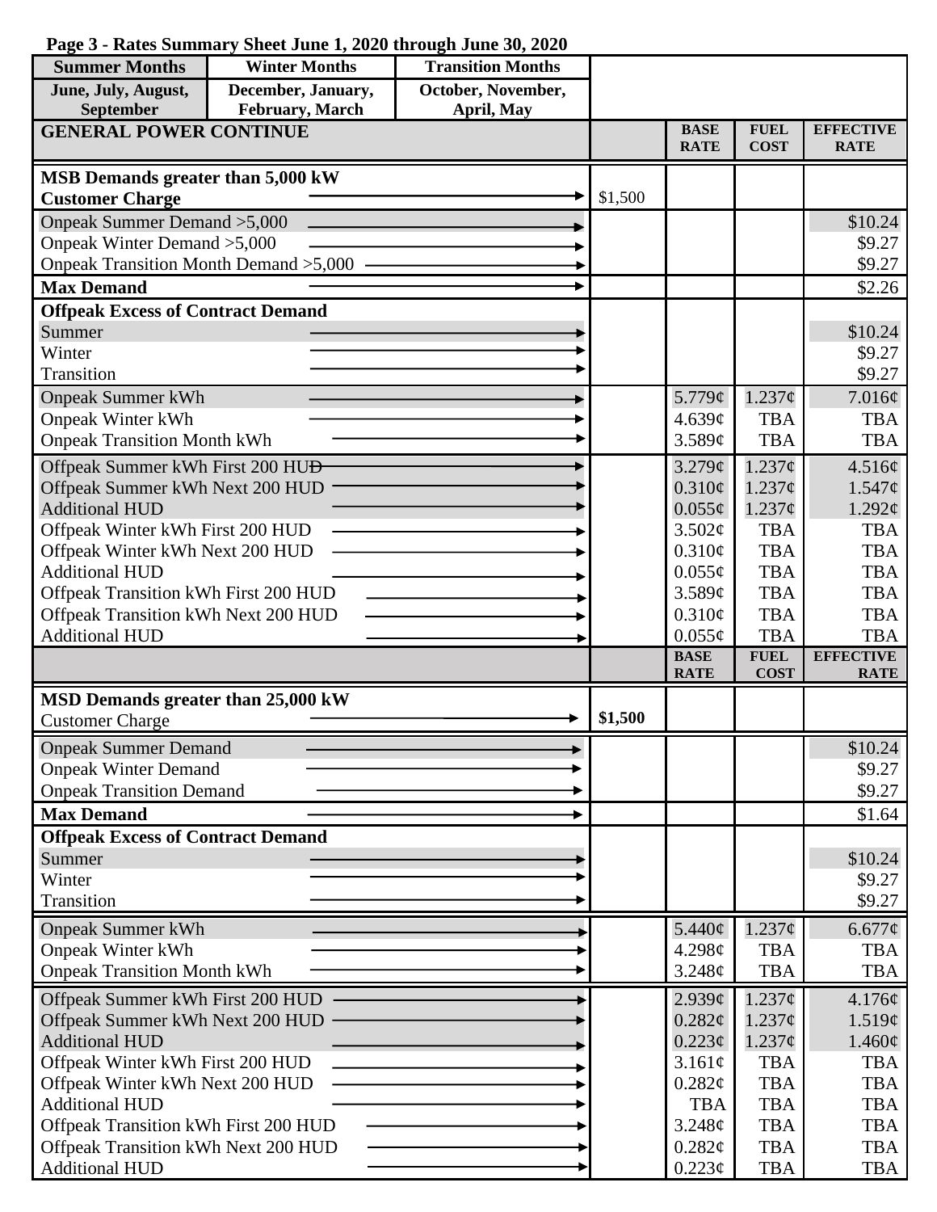**Page 3 - Rates Summary Sheet June 1, 2020 through June 30, 2020**

| Summer Months | Winter Months | Transition Months |
|---|---|---|
| June, July, August, September | December, January, February, March | October, November, April, May |

| GENERAL POWER CONTINUE | | BASE RATE | FUEL COST | EFFECTIVE RATE |
|---|---|---|---|---|
| **MSB Demands greater than 5,000 kW** | | | | |
| **Customer Charge** | $1,500 | | | |
| Onpeak Summer Demand >5,000 | | | | $10.24 |
| Onpeak Winter Demand >5,000 | | | | $9.27 |
| Onpeak Transition Month Demand >5,000 | | | | $9.27 |
| **Max Demand** | | | | $2.26 |
| **Offpeak Excess of Contract Demand** | | | | |
| Summer | | | | $10.24 |
| Winter | | | | $9.27 |
| Transition | | | | $9.27 |
| Onpeak Summer kWh | | 5.779¢ | 1.237¢ | 7.016¢ |
| Onpeak Winter kWh | | 4.639¢ | TBA | TBA |
| Onpeak Transition Month kWh | | 3.589¢ | TBA | TBA |
| Offpeak Summer kWh First 200 HUD | | 3.279¢ | 1.237¢ | 4.516¢ |
| Offpeak Summer kWh Next 200 HUD | | 0.310¢ | 1.237¢ | 1.547¢ |
| Additional HUD | | 0.055¢ | 1.237¢ | 1.292¢ |
| Offpeak Winter kWh First 200 HUD | | 3.502¢ | TBA | TBA |
| Offpeak Winter kWh Next 200 HUD | | 0.310¢ | TBA | TBA |
| Additional HUD | | 0.055¢ | TBA | TBA |
| Offpeak Transition kWh First 200 HUD | | 3.589¢ | TBA | TBA |
| Offpeak Transition kWh Next 200 HUD | | 0.310¢ | TBA | TBA |
| Additional HUD | | 0.055¢ | TBA | TBA |

| | | BASE RATE | FUEL COST | EFFECTIVE RATE |
|---|---|---|---|---|
| **MSD Demands greater than 25,000 kW** | | | | |
| Customer Charge | **$1,500** | | | |
| Onpeak Summer Demand | | | | $10.24 |
| Onpeak Winter Demand | | | | $9.27 |
| Onpeak Transition Demand | | | | $9.27 |
| **Max Demand** | | | | $1.64 |
| **Offpeak Excess of Contract Demand** | | | | |
| Summer | | | | $10.24 |
| Winter | | | | $9.27 |
| Transition | | | | $9.27 |
| Onpeak Summer kWh | | 5.440¢ | 1.237¢ | 6.677¢ |
| Onpeak Winter kWh | | 4.298¢ | TBA | TBA |
| Onpeak Transition Month kWh | | 3.248¢ | TBA | TBA |
| Offpeak Summer kWh First 200 HUD | | 2.939¢ | 1.237¢ | 4.176¢ |
| Offpeak Summer kWh Next 200 HUD | | 0.282¢ | 1.237¢ | 1.519¢ |
| Additional HUD | | 0.223¢ | 1.237¢ | 1.460¢ |
| Offpeak Winter kWh First 200 HUD | | 3.161¢ | TBA | TBA |
| Offpeak Winter kWh Next 200 HUD | | 0.282¢ | TBA | TBA |
| Additional HUD | | TBA | TBA | TBA |
| Offpeak Transition kWh First 200 HUD | | 3.248¢ | TBA | TBA |
| Offpeak Transition kWh Next 200 HUD | | 0.282¢ | TBA | TBA |
| Additional HUD | | 0.223¢ | TBA | TBA |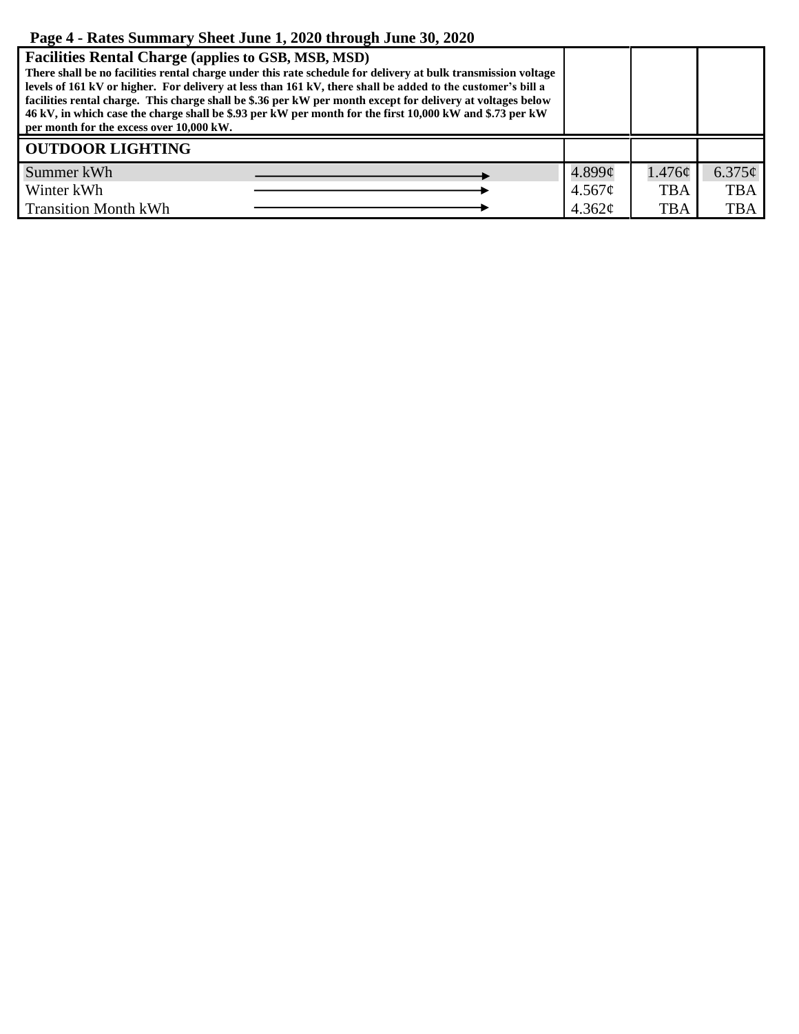**Page 4 - Rates Summary Sheet June 1, 2020 through June 30, 2020**

| | | | |
|---|---|---|---|
| **Facilities Rental Charge (applies to GSB, MSB, MSD)**<br>**There shall be no facilities rental charge under this rate schedule for delivery at bulk transmission voltage levels of 161 kV or higher. For delivery at less than 161 kV, there shall be added to the customer's bill a facilities rental charge. This charge shall be $.36 per kW per month except for delivery at voltages below 46 kV, in which case the charge shall be $.93 per kW per month for the first 10,000 kW and $.73 per kW per month for the excess over 10,000 kW.** | | | |
| **OUTDOOR LIGHTING** | | | |
| Summer kWh ⟶ | 4.899¢ | 1.476¢ | 6.375¢ |
| Winter kWh ⟶ | 4.567¢ | TBA | TBA |
| Transition Month kWh ⟶ | 4.362¢ | TBA | TBA |